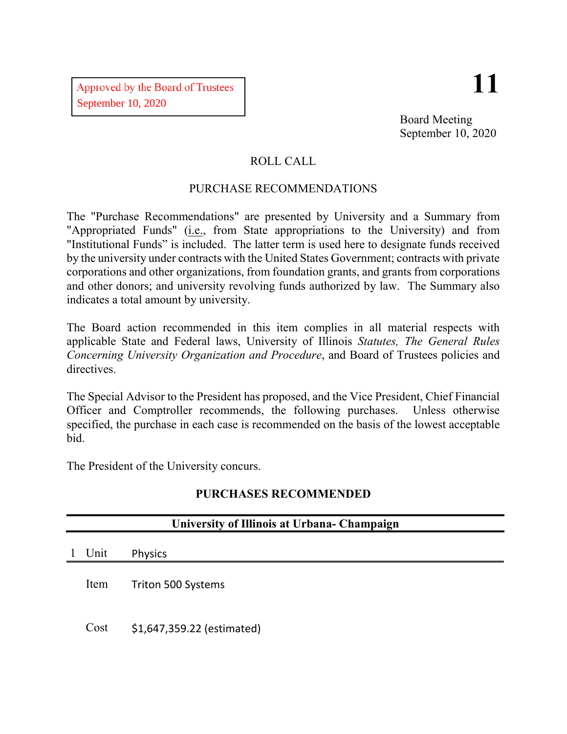Approved by the Board of Trustees
September 10, 2020

# 11

Board Meeting
September 10, 2020

ROLL CALL

PURCHASE RECOMMENDATIONS

The "Purchase Recommendations" are presented by University and a Summary from "Appropriated Funds" (i.e., from State appropriations to the University) and from "Institutional Funds" is included. The latter term is used here to designate funds received by the university under contracts with the United States Government; contracts with private corporations and other organizations, from foundation grants, and grants from corporations and other donors; and university revolving funds authorized by law. The Summary also indicates a total amount by university.

The Board action recommended in this item complies in all material respects with applicable State and Federal laws, University of Illinois *Statutes, The General Rules Concerning University Organization and Procedure*, and Board of Trustees policies and directives.

The Special Advisor to the President has proposed, and the Vice President, Chief Financial Officer and Comptroller recommends, the following purchases. Unless otherwise specified, the purchase in each case is recommended on the basis of the lowest acceptable bid.

The President of the University concurs.

## PURCHASES RECOMMENDED

### University of Illinois at Urbana- Champaign

1 Unit Physics

Item Triton 500 Systems

Cost $1,647,359.22 (estimated)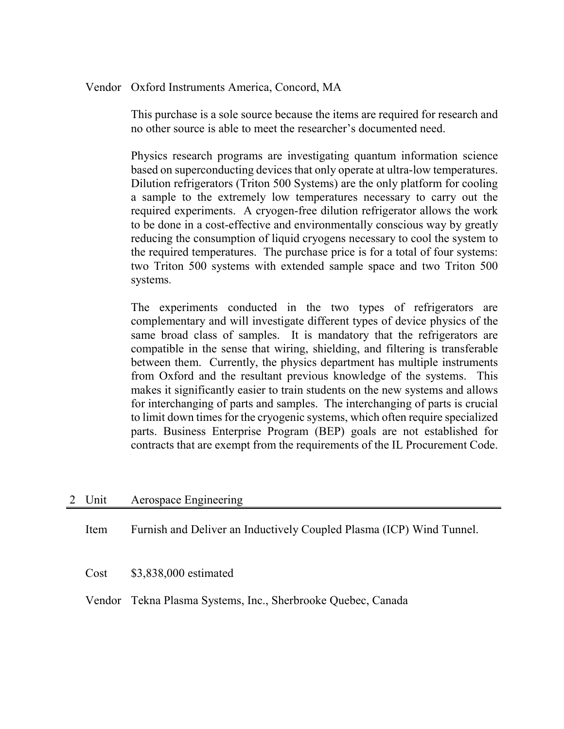Vendor Oxford Instruments America, Concord, MA

This purchase is a sole source because the items are required for research and no other source is able to meet the researcher's documented need.

Physics research programs are investigating quantum information science based on superconducting devices that only operate at ultra-low temperatures. Dilution refrigerators (Triton 500 Systems) are the only platform for cooling a sample to the extremely low temperatures necessary to carry out the required experiments. A cryogen-free dilution refrigerator allows the work to be done in a cost-effective and environmentally conscious way by greatly reducing the consumption of liquid cryogens necessary to cool the system to the required temperatures. The purchase price is for a total of four systems: two Triton 500 systems with extended sample space and two Triton 500 systems.

The experiments conducted in the two types of refrigerators are complementary and will investigate different types of device physics of the same broad class of samples. It is mandatory that the refrigerators are compatible in the sense that wiring, shielding, and filtering is transferable between them. Currently, the physics department has multiple instruments from Oxford and the resultant previous knowledge of the systems. This makes it significantly easier to train students on the new systems and allows for interchanging of parts and samples. The interchanging of parts is crucial to limit down times for the cryogenic systems, which often require specialized parts. Business Enterprise Program (BEP) goals are not established for contracts that are exempt from the requirements of the IL Procurement Code.

2 Unit Aerospace Engineering

---

Item Furnish and Deliver an Inductively Coupled Plasma (ICP) Wind Tunnel.

Cost $3,838,000 estimated

Vendor Tekna Plasma Systems, Inc., Sherbrooke Quebec, Canada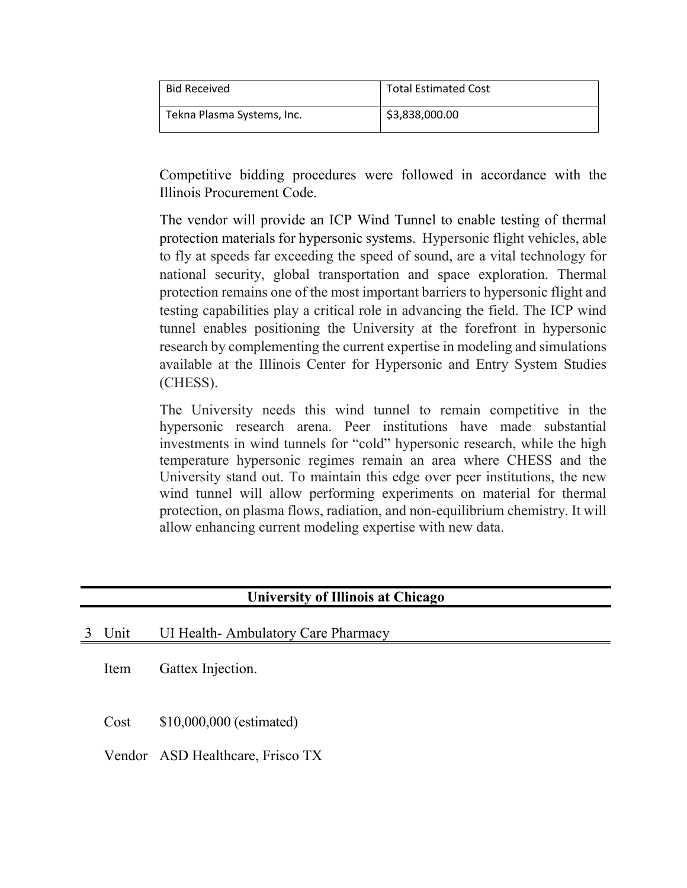| Bid Received | Total Estimated Cost |
|---|---|
| Tekna Plasma Systems, Inc. | $3,838,000.00 |

Competitive bidding procedures were followed in accordance with the Illinois Procurement Code.

The vendor will provide an ICP Wind Tunnel to enable testing of thermal protection materials for hypersonic systems. Hypersonic flight vehicles, able to fly at speeds far exceeding the speed of sound, are a vital technology for national security, global transportation and space exploration. Thermal protection remains one of the most important barriers to hypersonic flight and testing capabilities play a critical role in advancing the field. The ICP wind tunnel enables positioning the University at the forefront in hypersonic research by complementing the current expertise in modeling and simulations available at the Illinois Center for Hypersonic and Entry System Studies (CHESS).

The University needs this wind tunnel to remain competitive in the hypersonic research arena. Peer institutions have made substantial investments in wind tunnels for "cold" hypersonic research, while the high temperature hypersonic regimes remain an area where CHESS and the University stand out. To maintain this edge over peer institutions, the new wind tunnel will allow performing experiments on material for thermal protection, on plasma flows, radiation, and non-equilibrium chemistry. It will allow enhancing current modeling expertise with new data.

## University of Illinois at Chicago

3 Unit UI Health- Ambulatory Care Pharmacy

Item Gattex Injection.

Cost $10,000,000 (estimated)

Vendor ASD Healthcare, Frisco TX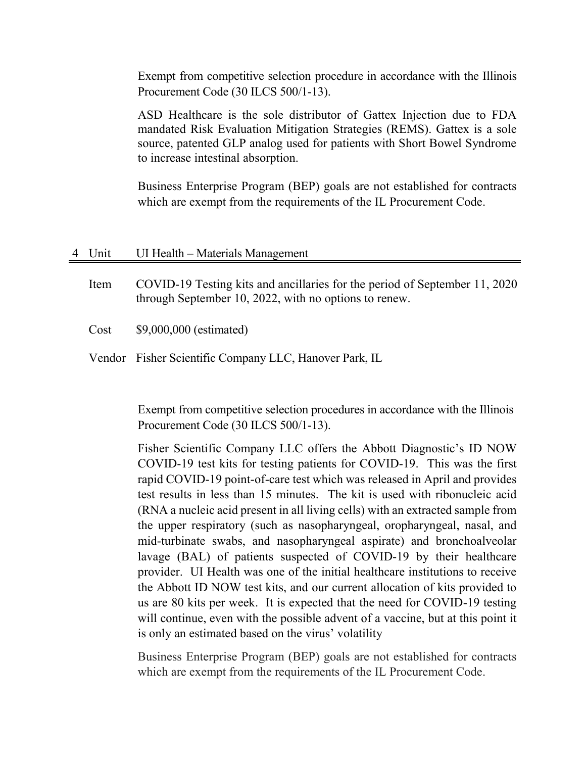Exempt from competitive selection procedure in accordance with the Illinois Procurement Code (30 ILCS 500/1-13).

ASD Healthcare is the sole distributor of Gattex Injection due to FDA mandated Risk Evaluation Mitigation Strategies (REMS). Gattex is a sole source, patented GLP analog used for patients with Short Bowel Syndrome to increase intestinal absorption.

Business Enterprise Program (BEP) goals are not established for contracts which are exempt from the requirements of the IL Procurement Code.

## 4 Unit UI Health – Materials Management

**Item** COVID-19 Testing kits and ancillaries for the period of September 11, 2020 through September 10, 2022, with no options to renew.

**Cost** $9,000,000 (estimated)

**Vendor** Fisher Scientific Company LLC, Hanover Park, IL

Exempt from competitive selection procedures in accordance with the Illinois Procurement Code (30 ILCS 500/1-13).

Fisher Scientific Company LLC offers the Abbott Diagnostic's ID NOW COVID-19 test kits for testing patients for COVID-19. This was the first rapid COVID-19 point-of-care test which was released in April and provides test results in less than 15 minutes. The kit is used with ribonucleic acid (RNA a nucleic acid present in all living cells) with an extracted sample from the upper respiratory (such as nasopharyngeal, oropharyngeal, nasal, and mid-turbinate swabs, and nasopharyngeal aspirate) and bronchoalveolar lavage (BAL) of patients suspected of COVID-19 by their healthcare provider. UI Health was one of the initial healthcare institutions to receive the Abbott ID NOW test kits, and our current allocation of kits provided to us are 80 kits per week. It is expected that the need for COVID-19 testing will continue, even with the possible advent of a vaccine, but at this point it is only an estimated based on the virus' volatility

Business Enterprise Program (BEP) goals are not established for contracts which are exempt from the requirements of the IL Procurement Code.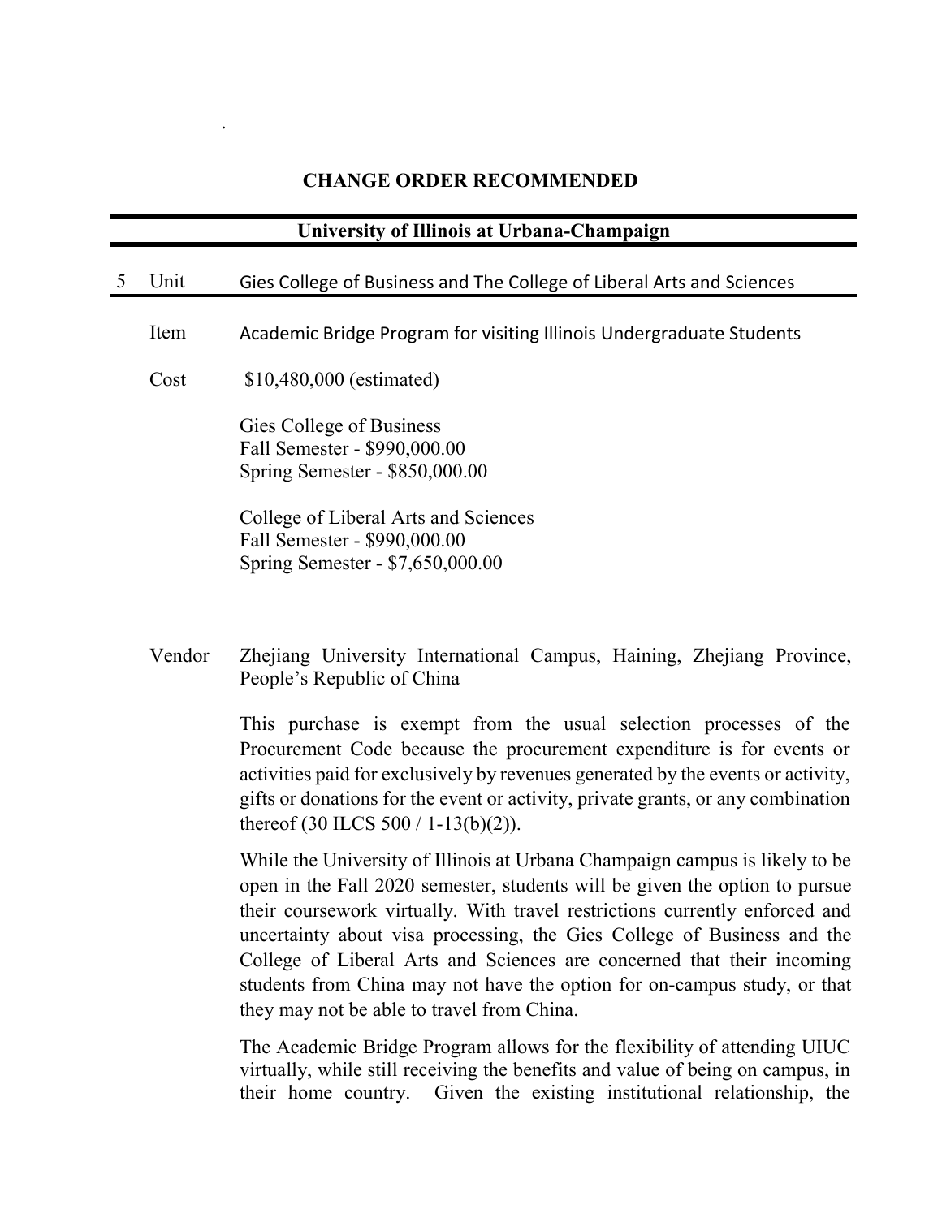## CHANGE ORDER RECOMMENDED

### University of Illinois at Urbana-Champaign

5 **Unit** Gies College of Business and The College of Liberal Arts and Sciences

**Item** Academic Bridge Program for visiting Illinois Undergraduate Students

**Cost** $10,480,000 (estimated)

Gies College of Business
Fall Semester - $990,000.00
Spring Semester - $850,000.00

College of Liberal Arts and Sciences
Fall Semester - $990,000.00
Spring Semester - $7,650,000.00

**Vendor** Zhejiang University International Campus, Haining, Zhejiang Province, People's Republic of China

This purchase is exempt from the usual selection processes of the Procurement Code because the procurement expenditure is for events or activities paid for exclusively by revenues generated by the events or activity, gifts or donations for the event or activity, private grants, or any combination thereof (30 ILCS 500 / 1-13(b)(2)).

While the University of Illinois at Urbana Champaign campus is likely to be open in the Fall 2020 semester, students will be given the option to pursue their coursework virtually. With travel restrictions currently enforced and uncertainty about visa processing, the Gies College of Business and the College of Liberal Arts and Sciences are concerned that their incoming students from China may not have the option for on-campus study, or that they may not be able to travel from China.

The Academic Bridge Program allows for the flexibility of attending UIUC virtually, while still receiving the benefits and value of being on campus, in their home country. Given the existing institutional relationship, the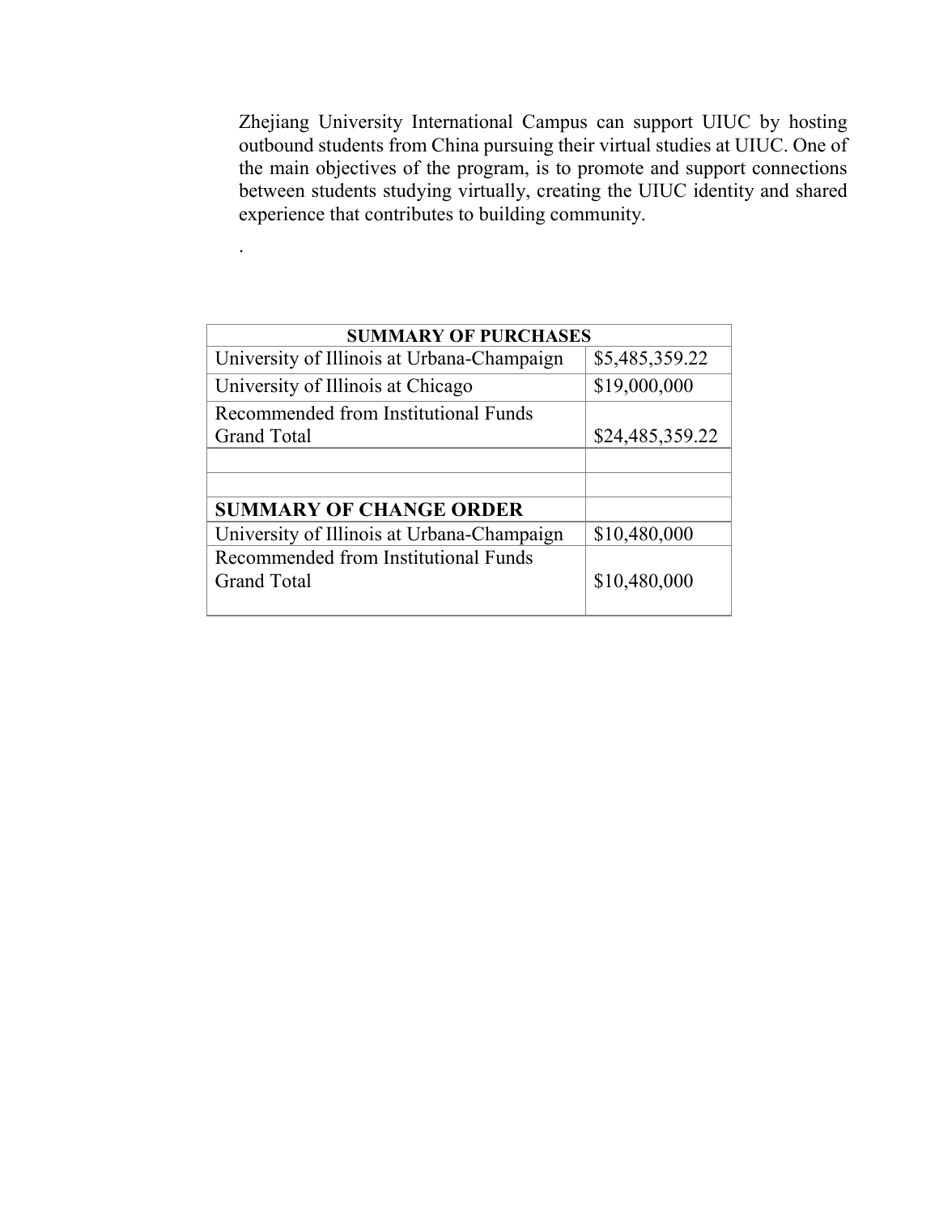Zhejiang University International Campus can support UIUC by hosting outbound students from China pursuing their virtual studies at UIUC. One of the main objectives of the program, is to promote and support connections between students studying virtually, creating the UIUC identity and shared experience that contributes to building community.

.

| **SUMMARY OF PURCHASES** | |
|---|---|
| University of Illinois at Urbana-Champaign | $5,485,359.22 |
| University of Illinois at Chicago | $19,000,000 |
| Recommended from Institutional Funds Grand Total | $24,485,359.22 |
| | |
| | |
| **SUMMARY OF CHANGE ORDER** | |
| University of Illinois at Urbana-Champaign | $10,480,000 |
| Recommended from Institutional Funds Grand Total | $10,480,000 |